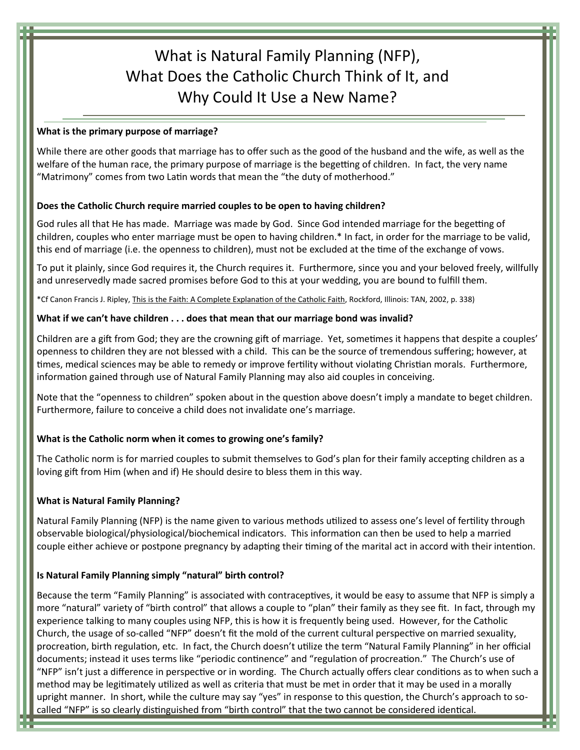# What is Natural Family Planning (NFP), What Does the Catholic Church Think of It, and Why Could It Use a New Name?

**What is the primary purpose of marriage?**

While there are other goods that marriage has to offer such as the good of the husband and the wife, as well as the welfare of the human race, the primary purpose of marriage is the begetting of children. In fact, the very name "Matrimony" comes from two Latin words that mean the "the duty of motherhood."

**Does the Catholic Church require married couples to be open to having children?**

God rules all that He has made. Marriage was made by God. Since God intended marriage for the begetting of children, couples who enter marriage must be open to having children.* In fact, in order for the marriage to be valid, this end of marriage (i.e. the openness to children), must not be excluded at the time of the exchange of vows.

To put it plainly, since God requires it, the Church requires it. Furthermore, since you and your beloved freely, willfully and unreservedly made sacred promises before God to this at your wedding, you are bound to fulfill them.

*Cf Canon Francis J. Ripley, This is the Faith: A Complete Explanation of the Catholic Faith, Rockford, Illinois: TAN, 2002, p. 338)

**What if we can't have children . . . does that mean that our marriage bond was invalid?**

Children are a gift from God; they are the crowning gift of marriage. Yet, sometimes it happens that despite a couples' openness to children they are not blessed with a child. This can be the source of tremendous suffering; however, at times, medical sciences may be able to remedy or improve fertility without violating Christian morals. Furthermore, information gained through use of Natural Family Planning may also aid couples in conceiving.

Note that the "openness to children" spoken about in the question above doesn't imply a mandate to beget children. Furthermore, failure to conceive a child does not invalidate one's marriage.

**What is the Catholic norm when it comes to growing one's family?**

The Catholic norm is for married couples to submit themselves to God's plan for their family accepting children as a loving gift from Him (when and if) He should desire to bless them in this way.

**What is Natural Family Planning?**

Natural Family Planning (NFP) is the name given to various methods utilized to assess one's level of fertility through observable biological/physiological/biochemical indicators. This information can then be used to help a married couple either achieve or postpone pregnancy by adapting their timing of the marital act in accord with their intention.

**Is Natural Family Planning simply "natural" birth control?**

Because the term "Family Planning" is associated with contraceptives, it would be easy to assume that NFP is simply a more "natural" variety of "birth control" that allows a couple to "plan" their family as they see fit. In fact, through my experience talking to many couples using NFP, this is how it is frequently being used. However, for the Catholic Church, the usage of so-called "NFP" doesn't fit the mold of the current cultural perspective on married sexuality, procreation, birth regulation, etc. In fact, the Church doesn't utilize the term "Natural Family Planning" in her official documents; instead it uses terms like "periodic continence" and "regulation of procreation." The Church's use of "NFP" isn't just a difference in perspective or in wording. The Church actually offers clear conditions as to when such a method may be legitimately utilized as well as criteria that must be met in order that it may be used in a morally upright manner. In short, while the culture may say "yes" in response to this question, the Church's approach to so-called "NFP" is so clearly distinguished from "birth control" that the two cannot be considered identical.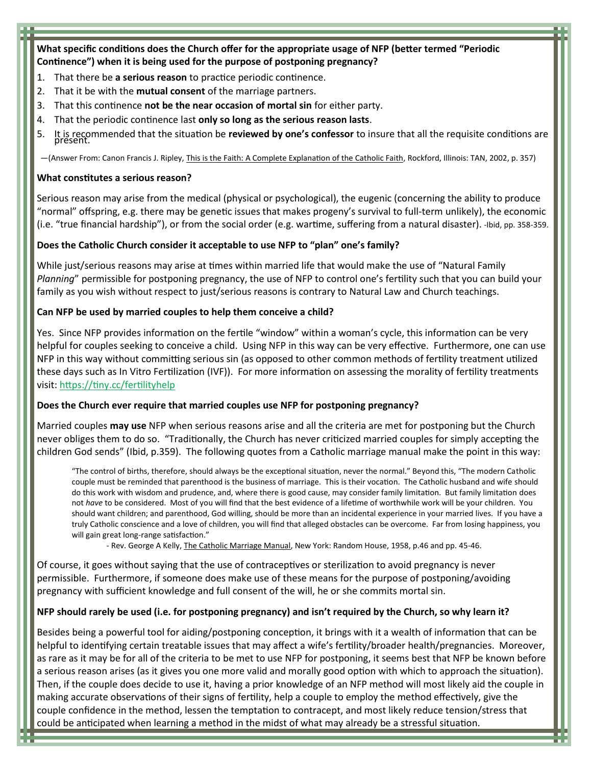**What specific conditions does the Church offer for the appropriate usage of NFP (better termed "Periodic Continence") when it is being used for the purpose of postponing pregnancy?**

1. That there be **a serious reason** to practice periodic continence.
2. That it be with the **mutual consent** of the marriage partners.
3. That this continence **not be the near occasion of mortal sin** for either party.
4. That the periodic continence last **only so long as the serious reason lasts**.
5. It is recommended that the situation be **reviewed by one's confessor** to insure that all the requisite conditions are present.

—(Answer From: Canon Francis J. Ripley, This is the Faith: A Complete Explanation of the Catholic Faith, Rockford, Illinois: TAN, 2002, p. 357)

**What constitutes a serious reason?**

Serious reason may arise from the medical (physical or psychological), the eugenic (concerning the ability to produce "normal" offspring, e.g. there may be genetic issues that makes progeny's survival to full-term unlikely), the economic (i.e. "true financial hardship"), or from the social order (e.g. wartime, suffering from a natural disaster). -Ibid, pp. 358-359.

**Does the Catholic Church consider it acceptable to use NFP to "plan" one's family?**

While just/serious reasons may arise at times within married life that would make the use of "Natural Family *Planning*" permissible for postponing pregnancy, the use of NFP to control one's fertility such that you can build your family as you wish without respect to just/serious reasons is contrary to Natural Law and Church teachings.

**Can NFP be used by married couples to help them conceive a child?**

Yes. Since NFP provides information on the fertile "window" within a woman's cycle, this information can be very helpful for couples seeking to conceive a child. Using NFP in this way can be very effective. Furthermore, one can use NFP in this way without committing serious sin (as opposed to other common methods of fertility treatment utilized these days such as In Vitro Fertilization (IVF)). For more information on assessing the morality of fertility treatments visit: https://tiny.cc/fertilityhelp

**Does the Church ever require that married couples use NFP for postponing pregnancy?**

Married couples **may use** NFP when serious reasons arise and all the criteria are met for postponing but the Church never obliges them to do so. "Traditionally, the Church has never criticized married couples for simply accepting the children God sends" (Ibid, p.359). The following quotes from a Catholic marriage manual make the point in this way:

> "The control of births, therefore, should always be the exceptional situation, never the normal." Beyond this, "The modern Catholic couple must be reminded that parenthood is the business of marriage. This is their vocation. The Catholic husband and wife should do this work with wisdom and prudence, and, where there is good cause, may consider family limitation. But family limitation does not *have* to be considered. Most of you will find that the best evidence of a lifetime of worthwhile work will be your children. You should want children; and parenthood, God willing, should be more than an incidental experience in your married lives. If you have a truly Catholic conscience and a love of children, you will find that alleged obstacles can be overcome. Far from losing happiness, you will gain great long-range satisfaction."
>
> - Rev. George A Kelly, The Catholic Marriage Manual, New York: Random House, 1958, p.46 and pp. 45-46.

Of course, it goes without saying that the use of contraceptives or sterilization to avoid pregnancy is never permissible. Furthermore, if someone does make use of these means for the purpose of postponing/avoiding pregnancy with sufficient knowledge and full consent of the will, he or she commits mortal sin.

**NFP should rarely be used (i.e. for postponing pregnancy) and isn't required by the Church, so why learn it?**

Besides being a powerful tool for aiding/postponing conception, it brings with it a wealth of information that can be helpful to identifying certain treatable issues that may affect a wife's fertility/broader health/pregnancies. Moreover, as rare as it may be for all of the criteria to be met to use NFP for postponing, it seems best that NFP be known before a serious reason arises (as it gives you one more valid and morally good option with which to approach the situation). Then, if the couple does decide to use it, having a prior knowledge of an NFP method will most likely aid the couple in making accurate observations of their signs of fertility, help a couple to employ the method effectively, give the couple confidence in the method, lessen the temptation to contracept, and most likely reduce tension/stress that could be anticipated when learning a method in the midst of what may already be a stressful situation.